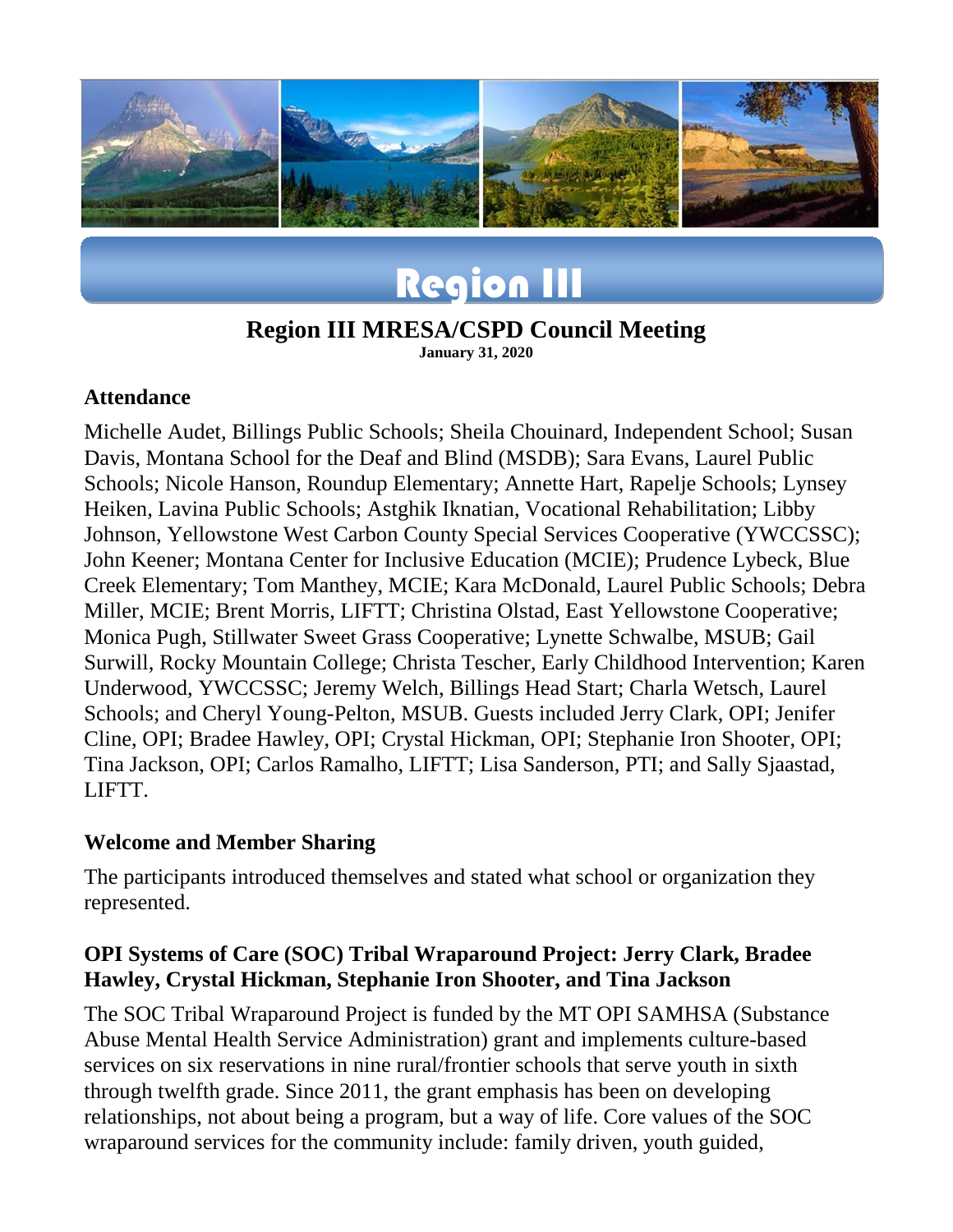# Region III

## Region III MRESA/CSPD Council Meeting

**January 31, 2020**

### Attendance

Michelle Audet, Billings Public Schools; Sheila Chouinard, Independent School; Susan Davis, Montana School for the Deaf and Blind (MSDB); Sara Evans, Laurel Public Schools; Nicole Hanson, Roundup Elementary; Annette Hart, Rapelje Schools; Lynsey Heiken, Lavina Public Schools; Astghik Iknatian, Vocational Rehabilitation; Libby Johnson, Yellowstone West Carbon County Special Services Cooperative (YWCCSSC); John Keener; Montana Center for Inclusive Education (MCIE); Prudence Lybeck, Blue Creek Elementary; Tom Manthey, MCIE; Kara McDonald, Laurel Public Schools; Debra Miller, MCIE; Brent Morris, LIFTT; Christina Olstad, East Yellowstone Cooperative; Monica Pugh, Stillwater Sweet Grass Cooperative; Lynette Schwalbe, MSUB; Gail Surwill, Rocky Mountain College; Christa Tescher, Early Childhood Intervention; Karen Underwood, YWCCSSC; Jeremy Welch, Billings Head Start; Charla Wetsch, Laurel Schools; and Cheryl Young-Pelton, MSUB. Guests included Jerry Clark, OPI; Jenifer Cline, OPI; Bradee Hawley, OPI; Crystal Hickman, OPI; Stephanie Iron Shooter, OPI; Tina Jackson, OPI; Carlos Ramalho, LIFTT; Lisa Sanderson, PTI; and Sally Sjaastad, LIFTT.

### Welcome and Member Sharing

The participants introduced themselves and stated what school or organization they represented.

### OPI Systems of Care (SOC) Tribal Wraparound Project: Jerry Clark, Bradee Hawley, Crystal Hickman, Stephanie Iron Shooter, and Tina Jackson

The SOC Tribal Wraparound Project is funded by the MT OPI SAMHSA (Substance Abuse Mental Health Service Administration) grant and implements culture-based services on six reservations in nine rural/frontier schools that serve youth in sixth through twelfth grade. Since 2011, the grant emphasis has been on developing relationships, not about being a program, but a way of life. Core values of the SOC wraparound services for the community include: family driven, youth guided,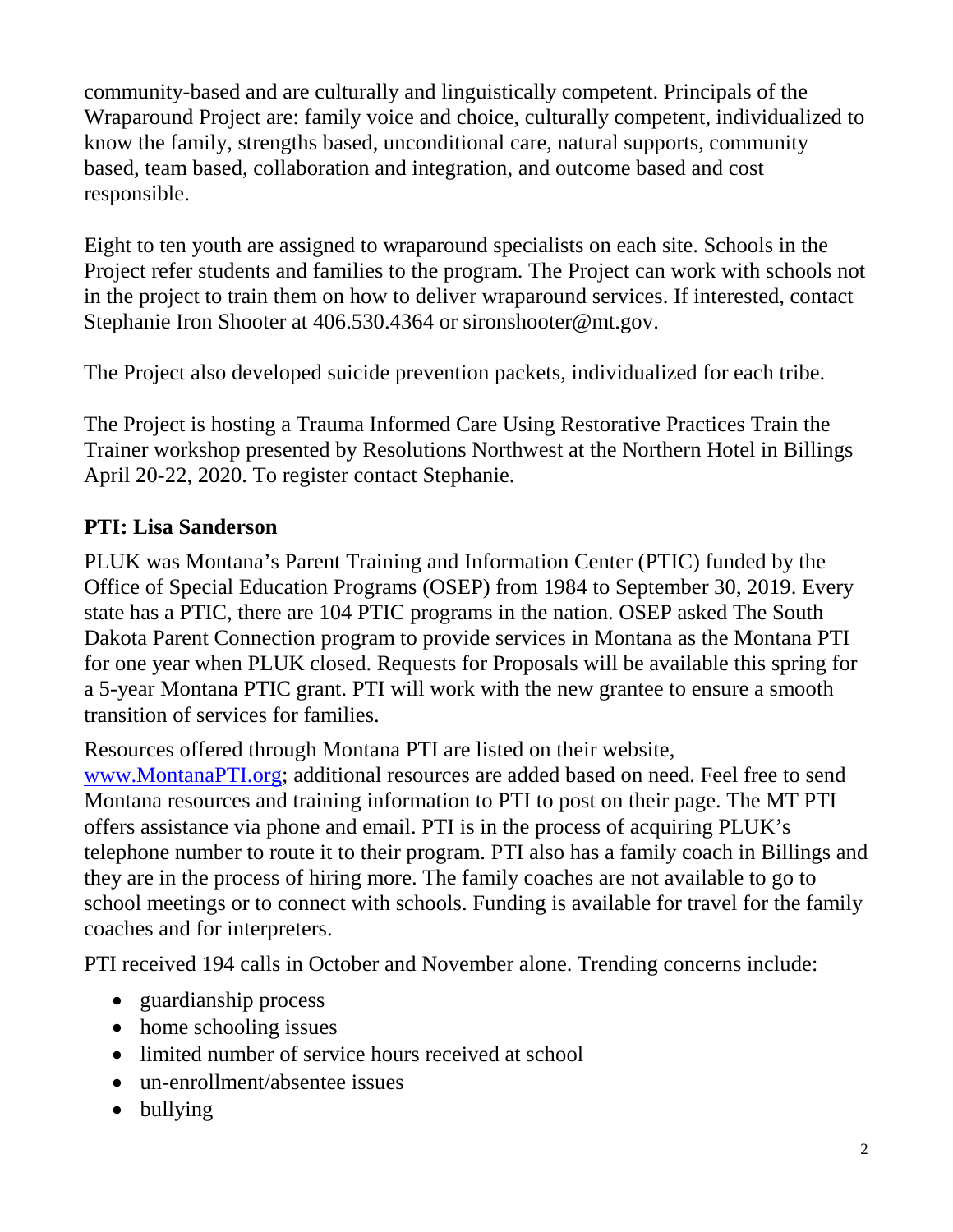community-based and are culturally and linguistically competent. Principals of the Wraparound Project are: family voice and choice, culturally competent, individualized to know the family, strengths based, unconditional care, natural supports, community based, team based, collaboration and integration, and outcome based and cost responsible.

Eight to ten youth are assigned to wraparound specialists on each site. Schools in the Project refer students and families to the program. The Project can work with schools not in the project to train them on how to deliver wraparound services. If interested, contact Stephanie Iron Shooter at 406.530.4364 or sironshooter@mt.gov.

The Project also developed suicide prevention packets, individualized for each tribe.

The Project is hosting a Trauma Informed Care Using Restorative Practices Train the Trainer workshop presented by Resolutions Northwest at the Northern Hotel in Billings April 20-22, 2020. To register contact Stephanie.

**PTI: Lisa Sanderson**

PLUK was Montana's Parent Training and Information Center (PTIC) funded by the Office of Special Education Programs (OSEP) from 1984 to September 30, 2019. Every state has a PTIC, there are 104 PTIC programs in the nation. OSEP asked The South Dakota Parent Connection program to provide services in Montana as the Montana PTI for one year when PLUK closed. Requests for Proposals will be available this spring for a 5-year Montana PTIC grant. PTI will work with the new grantee to ensure a smooth transition of services for families.

Resources offered through Montana PTI are listed on their website, [www.MontanaPTI.org](http://www.MontanaPTI.org); additional resources are added based on need. Feel free to send Montana resources and training information to PTI to post on their page. The MT PTI offers assistance via phone and email. PTI is in the process of acquiring PLUK's telephone number to route it to their program. PTI also has a family coach in Billings and they are in the process of hiring more. The family coaches are not available to go to school meetings or to connect with schools. Funding is available for travel for the family coaches and for interpreters.

PTI received 194 calls in October and November alone. Trending concerns include:

- guardianship process
- home schooling issues
- limited number of service hours received at school
- un-enrollment/absentee issues
- bullying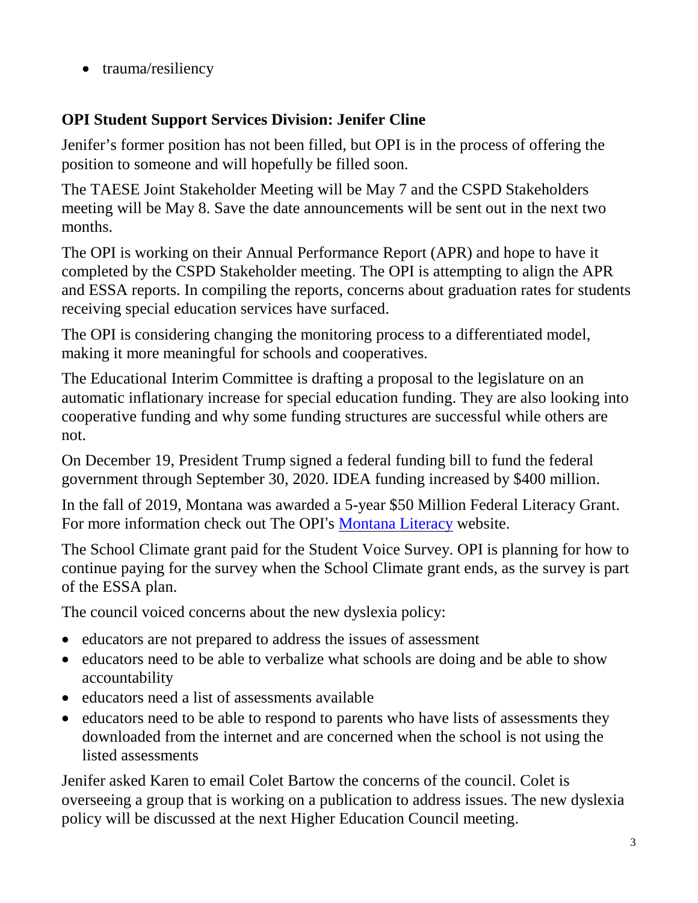- trauma/resiliency

**OPI Student Support Services Division: Jenifer Cline**

Jenifer's former position has not been filled, but OPI is in the process of offering the position to someone and will hopefully be filled soon.

The TAESE Joint Stakeholder Meeting will be May 7 and the CSPD Stakeholders meeting will be May 8. Save the date announcements will be sent out in the next two months.

The OPI is working on their Annual Performance Report (APR) and hope to have it completed by the CSPD Stakeholder meeting. The OPI is attempting to align the APR and ESSA reports. In compiling the reports, concerns about graduation rates for students receiving special education services have surfaced.

The OPI is considering changing the monitoring process to a differentiated model, making it more meaningful for schools and cooperatives.

The Educational Interim Committee is drafting a proposal to the legislature on an automatic inflationary increase for special education funding. They are also looking into cooperative funding and why some funding structures are successful while others are not.

On December 19, President Trump signed a federal funding bill to fund the federal government through September 30, 2020. IDEA funding increased by $400 million.

In the fall of 2019, Montana was awarded a 5-year $50 Million Federal Literacy Grant. For more information check out The OPI's [Montana Literacy] website.

The School Climate grant paid for the Student Voice Survey. OPI is planning for how to continue paying for the survey when the School Climate grant ends, as the survey is part of the ESSA plan.

The council voiced concerns about the new dyslexia policy:

- educators are not prepared to address the issues of assessment
- educators need to be able to verbalize what schools are doing and be able to show accountability
- educators need a list of assessments available
- educators need to be able to respond to parents who have lists of assessments they downloaded from the internet and are concerned when the school is not using the listed assessments

Jenifer asked Karen to email Colet Bartow the concerns of the council. Colet is overseeing a group that is working on a publication to address issues. The new dyslexia policy will be discussed at the next Higher Education Council meeting.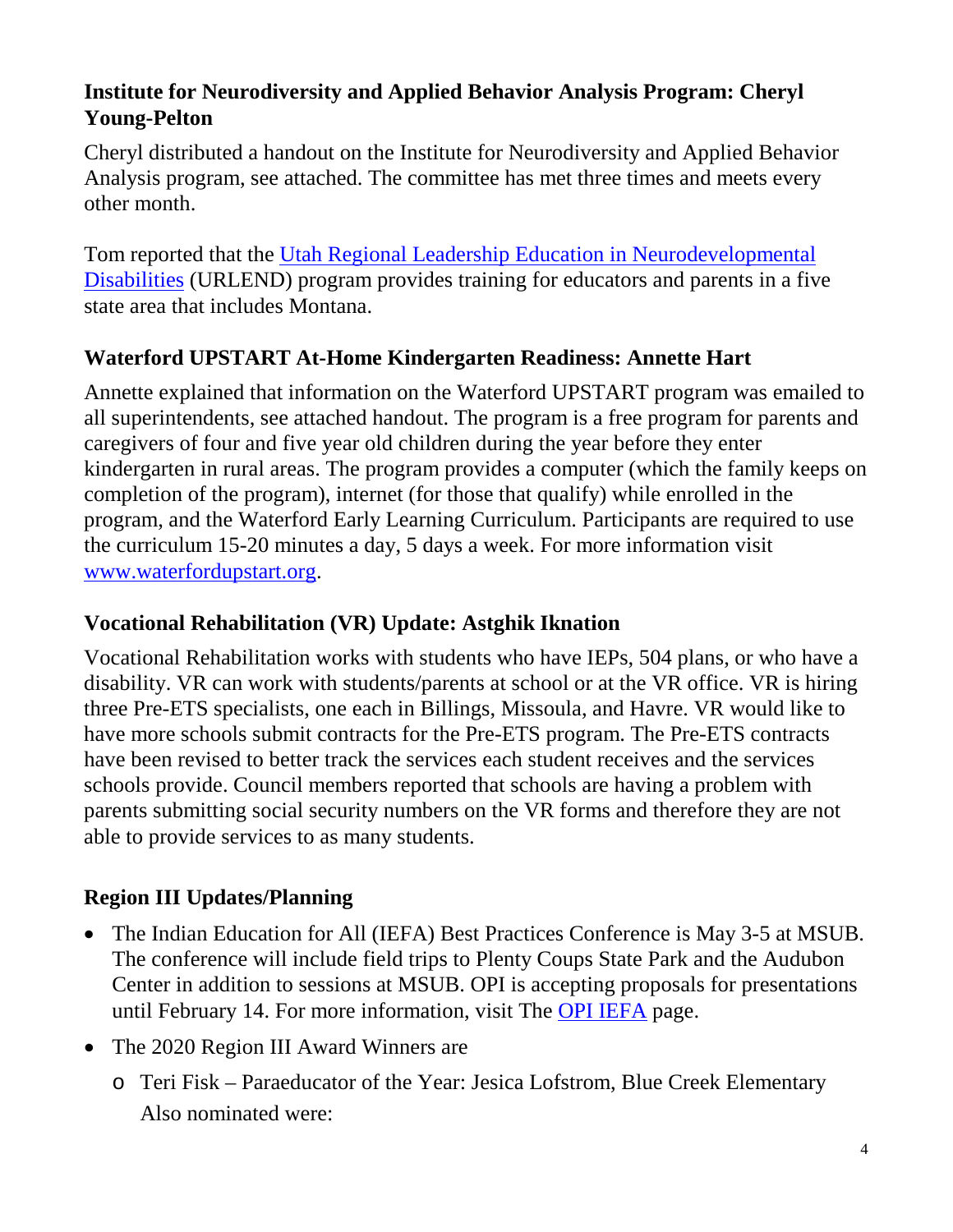### Institute for Neurodiversity and Applied Behavior Analysis Program: Cheryl Young-Pelton

Cheryl distributed a handout on the Institute for Neurodiversity and Applied Behavior Analysis program, see attached. The committee has met three times and meets every other month.

Tom reported that the Utah Regional Leadership Education in Neurodevelopmental Disabilities (URLEND) program provides training for educators and parents in a five state area that includes Montana.

### Waterford UPSTART At-Home Kindergarten Readiness: Annette Hart

Annette explained that information on the Waterford UPSTART program was emailed to all superintendents, see attached handout. The program is a free program for parents and caregivers of four and five year old children during the year before they enter kindergarten in rural areas. The program provides a computer (which the family keeps on completion of the program), internet (for those that qualify) while enrolled in the program, and the Waterford Early Learning Curriculum. Participants are required to use the curriculum 15-20 minutes a day, 5 days a week. For more information visit www.waterfordupstart.org.

### Vocational Rehabilitation (VR) Update: Astghik Iknation

Vocational Rehabilitation works with students who have IEPs, 504 plans, or who have a disability. VR can work with students/parents at school or at the VR office. VR is hiring three Pre-ETS specialists, one each in Billings, Missoula, and Havre. VR would like to have more schools submit contracts for the Pre-ETS program. The Pre-ETS contracts have been revised to better track the services each student receives and the services schools provide. Council members reported that schools are having a problem with parents submitting social security numbers on the VR forms and therefore they are not able to provide services to as many students.

### Region III Updates/Planning

- The Indian Education for All (IEFA) Best Practices Conference is May 3-5 at MSUB. The conference will include field trips to Plenty Coups State Park and the Audubon Center in addition to sessions at MSUB. OPI is accepting proposals for presentations until February 14. For more information, visit The OPI IEFA page.
- The 2020 Region III Award Winners are
  - Teri Fisk – Paraeducator of the Year: Jesica Lofstrom, Blue Creek Elementary
    Also nominated were: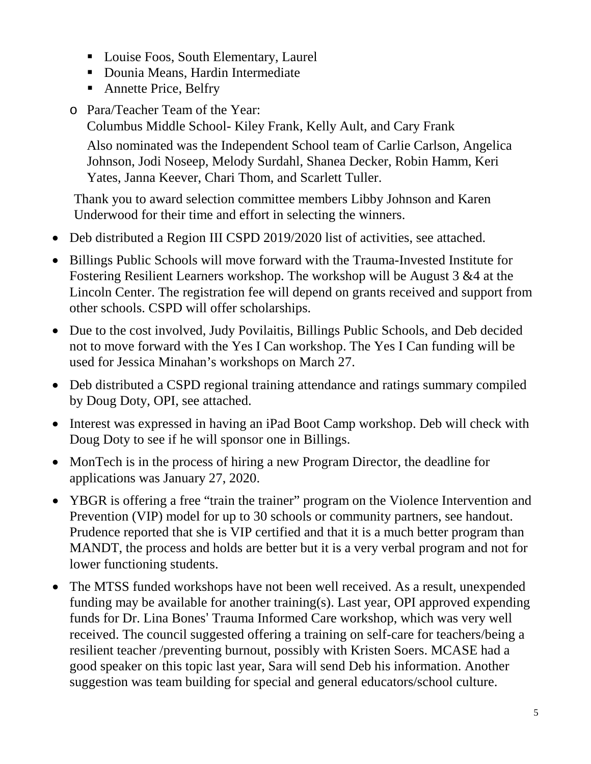- Louise Foos, South Elementary, Laurel
        - Dounia Means, Hardin Intermediate
        - Annette Price, Belfry
    - Para/Teacher Team of the Year:
      Columbus Middle School- Kiley Frank, Kelly Ault, and Cary Frank

      Also nominated was the Independent School team of Carlie Carlson, Angelica Johnson, Jodi Noseep, Melody Surdahl, Shanea Decker, Robin Hamm, Keri Yates, Janna Keever, Chari Thom, and Scarlett Tuller.

  Thank you to award selection committee members Libby Johnson and Karen Underwood for their time and effort in selecting the winners.

- Deb distributed a Region III CSPD 2019/2020 list of activities, see attached.
- Billings Public Schools will move forward with the Trauma-Invested Institute for Fostering Resilient Learners workshop. The workshop will be August 3 &4 at the Lincoln Center. The registration fee will depend on grants received and support from other schools. CSPD will offer scholarships.
- Due to the cost involved, Judy Povilaitis, Billings Public Schools, and Deb decided not to move forward with the Yes I Can workshop. The Yes I Can funding will be used for Jessica Minahan's workshops on March 27.
- Deb distributed a CSPD regional training attendance and ratings summary compiled by Doug Doty, OPI, see attached.
- Interest was expressed in having an iPad Boot Camp workshop. Deb will check with Doug Doty to see if he will sponsor one in Billings.
- MonTech is in the process of hiring a new Program Director, the deadline for applications was January 27, 2020.
- YBGR is offering a free "train the trainer" program on the Violence Intervention and Prevention (VIP) model for up to 30 schools or community partners, see handout. Prudence reported that she is VIP certified and that it is a much better program than MANDT, the process and holds are better but it is a very verbal program and not for lower functioning students.
- The MTSS funded workshops have not been well received. As a result, unexpended funding may be available for another training(s). Last year, OPI approved expending funds for Dr. Lina Bones' Trauma Informed Care workshop, which was very well received. The council suggested offering a training on self-care for teachers/being a resilient teacher /preventing burnout, possibly with Kristen Soers. MCASE had a good speaker on this topic last year, Sara will send Deb his information. Another suggestion was team building for special and general educators/school culture.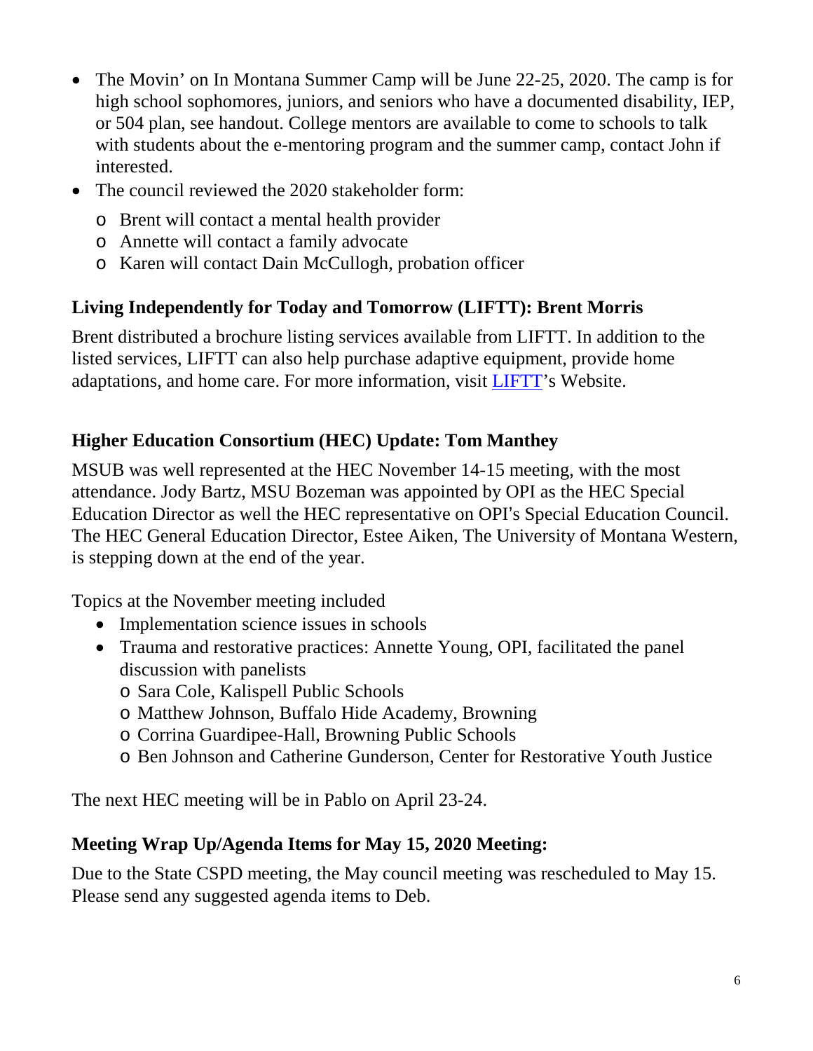- The Movin' on In Montana Summer Camp will be June 22-25, 2020. The camp is for high school sophomores, juniors, and seniors who have a documented disability, IEP, or 504 plan, see handout. College mentors are available to come to schools to talk with students about the e-mentoring program and the summer camp, contact John if interested.
- The council reviewed the 2020 stakeholder form:
  - Brent will contact a mental health provider
  - Annette will contact a family advocate
  - Karen will contact Dain McCullogh, probation officer

### Living Independently for Today and Tomorrow (LIFTT): Brent Morris

Brent distributed a brochure listing services available from LIFTT. In addition to the listed services, LIFTT can also help purchase adaptive equipment, provide home adaptations, and home care. For more information, visit LIFTT's Website.

### Higher Education Consortium (HEC) Update: Tom Manthey

MSUB was well represented at the HEC November 14-15 meeting, with the most attendance. Jody Bartz, MSU Bozeman was appointed by OPI as the HEC Special Education Director as well the HEC representative on OPI's Special Education Council. The HEC General Education Director, Estee Aiken, The University of Montana Western, is stepping down at the end of the year.

Topics at the November meeting included

- Implementation science issues in schools
- Trauma and restorative practices: Annette Young, OPI, facilitated the panel discussion with panelists
  - Sara Cole, Kalispell Public Schools
  - Matthew Johnson, Buffalo Hide Academy, Browning
  - Corrina Guardipee-Hall, Browning Public Schools
  - Ben Johnson and Catherine Gunderson, Center for Restorative Youth Justice

The next HEC meeting will be in Pablo on April 23-24.

### Meeting Wrap Up/Agenda Items for May 15, 2020 Meeting:

Due to the State CSPD meeting, the May council meeting was rescheduled to May 15. Please send any suggested agenda items to Deb.